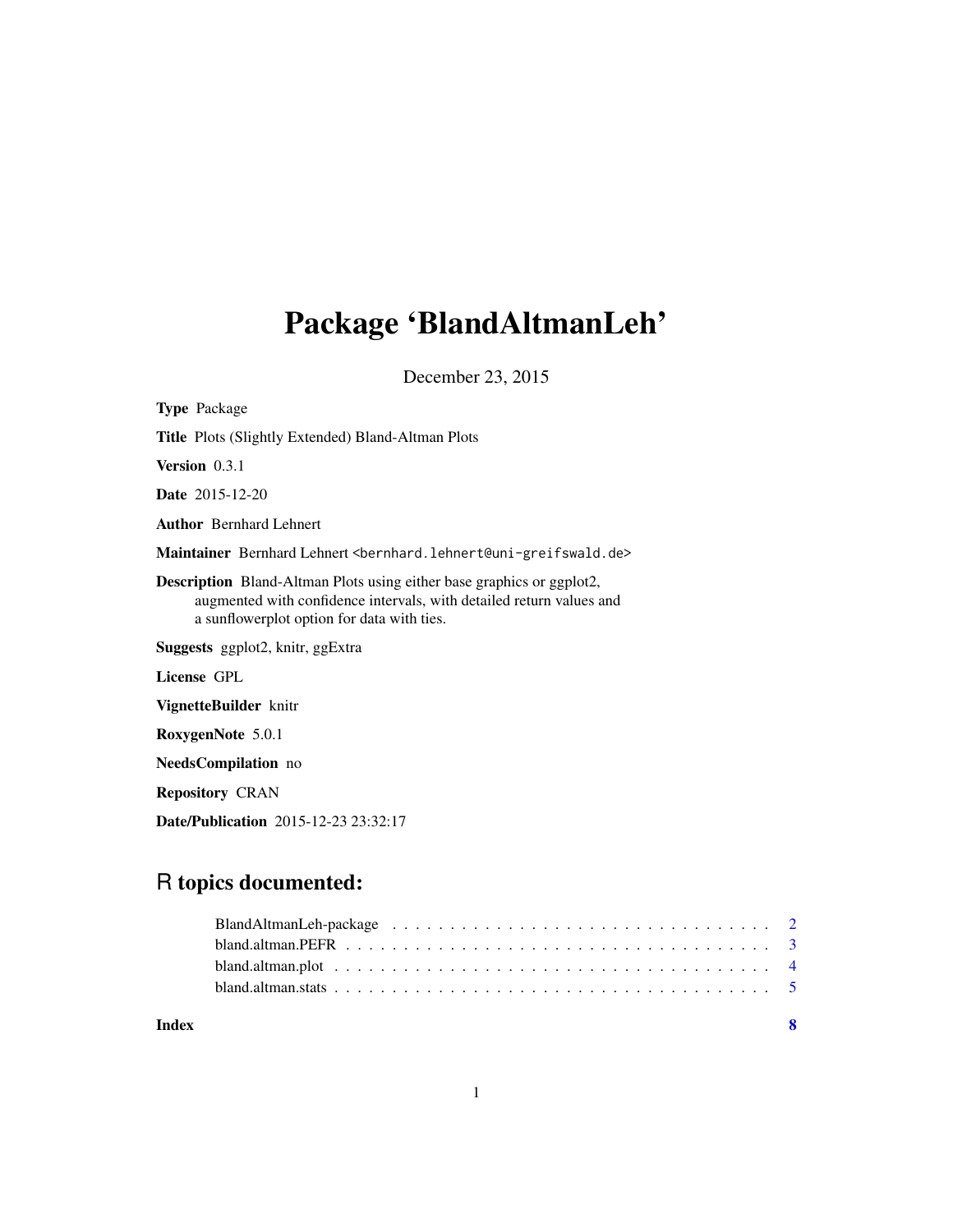# Package 'BlandAltmanLeh'

December 23, 2015

**Type** Package

**Title** Plots (Slightly Extended) Bland-Altman Plots

**Version** 0.3.1

**Date** 2015-12-20

**Author** Bernhard Lehnert

**Maintainer** Bernhard Lehnert <bernhard.lehnert@uni-greifswald.de>

**Description** Bland-Altman Plots using either base graphics or ggplot2, augmented with confidence intervals, with detailed return values and a sunflowerplot option for data with ties.

**Suggests** ggplot2, knitr, ggExtra

**License** GPL

**VignetteBuilder** knitr

**RoxygenNote** 5.0.1

**NeedsCompilation** no

**Repository** CRAN

**Date/Publication** 2015-12-23 23:32:17

## R topics documented:

- BlandAltmanLeh-package . . . . . . . . . . . . . . . . . . . . . . . . . . . . . . . . . 2
- bland.altman.PEFR . . . . . . . . . . . . . . . . . . . . . . . . . . . . . . . . . . . . 3
- bland.altman.plot . . . . . . . . . . . . . . . . . . . . . . . . . . . . . . . . . . . . . 4
- bland.altman.stats . . . . . . . . . . . . . . . . . . . . . . . . . . . . . . . . . . . . 5

**Index** **8**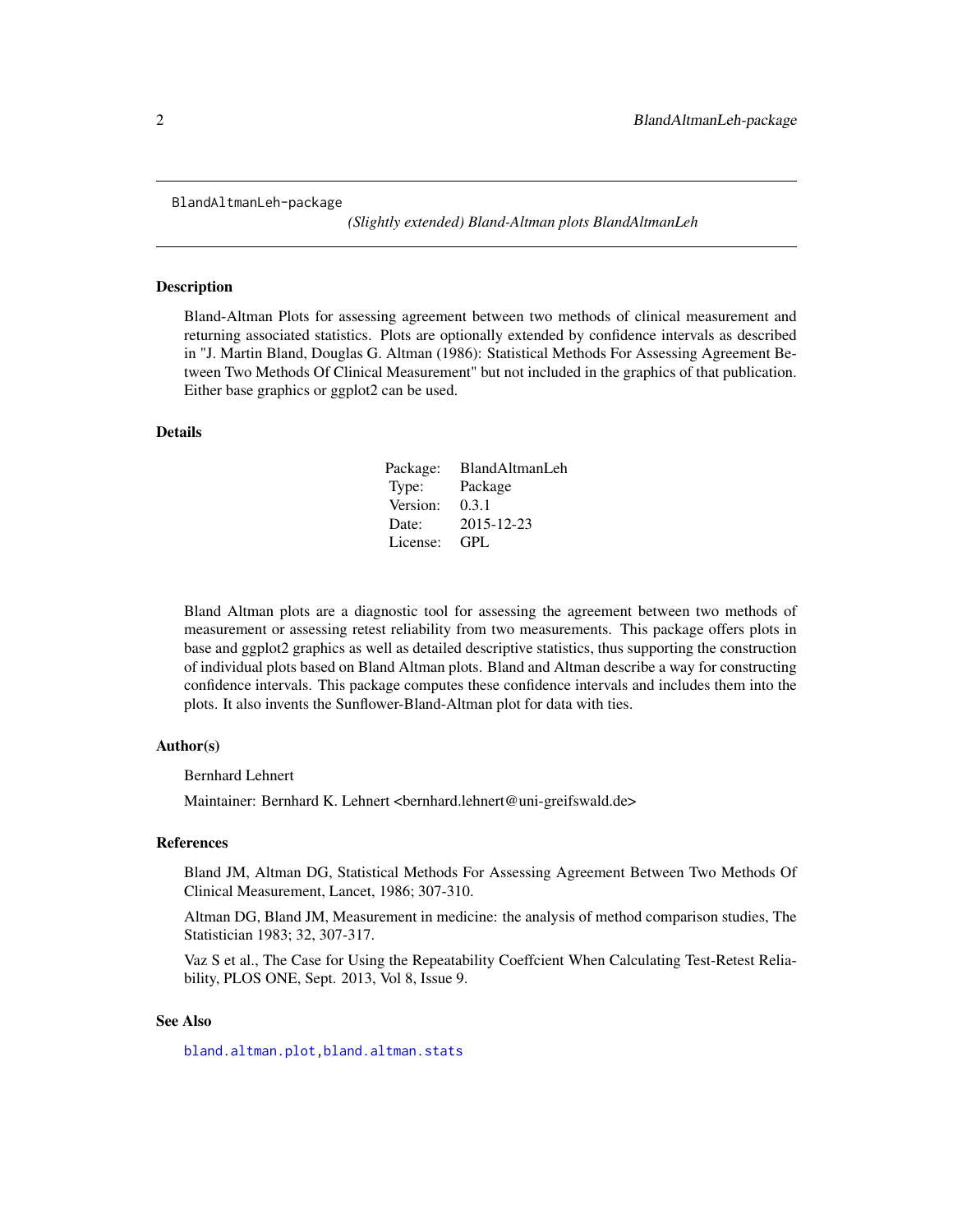`BlandAltmanLeh-package` *(Slightly extended) Bland-Altman plots BlandAltmanLeh*

## Description

Bland-Altman Plots for assessing agreement between two methods of clinical measurement and returning associated statistics. Plots are optionally extended by confidence intervals as described in "J. Martin Bland, Douglas G. Altman (1986): Statistical Methods For Assessing Agreement Between Two Methods Of Clinical Measurement" but not included in the graphics of that publication. Either base graphics or ggplot2 can be used.

## Details

| | |
|---|---|
| Package: | BlandAltmanLeh |
| Type: | Package |
| Version: | 0.3.1 |
| Date: | 2015-12-23 |
| License: | GPL |

Bland Altman plots are a diagnostic tool for assessing the agreement between two methods of measurement or assessing retest reliability from two measurements. This package offers plots in base and ggplot2 graphics as well as detailed descriptive statistics, thus supporting the construction of individual plots based on Bland Altman plots. Bland and Altman describe a way for constructing confidence intervals. This package computes these confidence intervals and includes them into the plots. It also invents the Sunflower-Bland-Altman plot for data with ties.

## Author(s)

Bernhard Lehnert

Maintainer: Bernhard K. Lehnert <bernhard.lehnert@uni-greifswald.de>

## References

Bland JM, Altman DG, Statistical Methods For Assessing Agreement Between Two Methods Of Clinical Measurement, Lancet, 1986; 307-310.

Altman DG, Bland JM, Measurement in medicine: the analysis of method comparison studies, The Statistician 1983; 32, 307-317.

Vaz S et al., The Case for Using the Repeatability Coeffcient When Calculating Test-Retest Reliability, PLOS ONE, Sept. 2013, Vol 8, Issue 9.

## See Also

`bland.altman.plot`, `bland.altman.stats`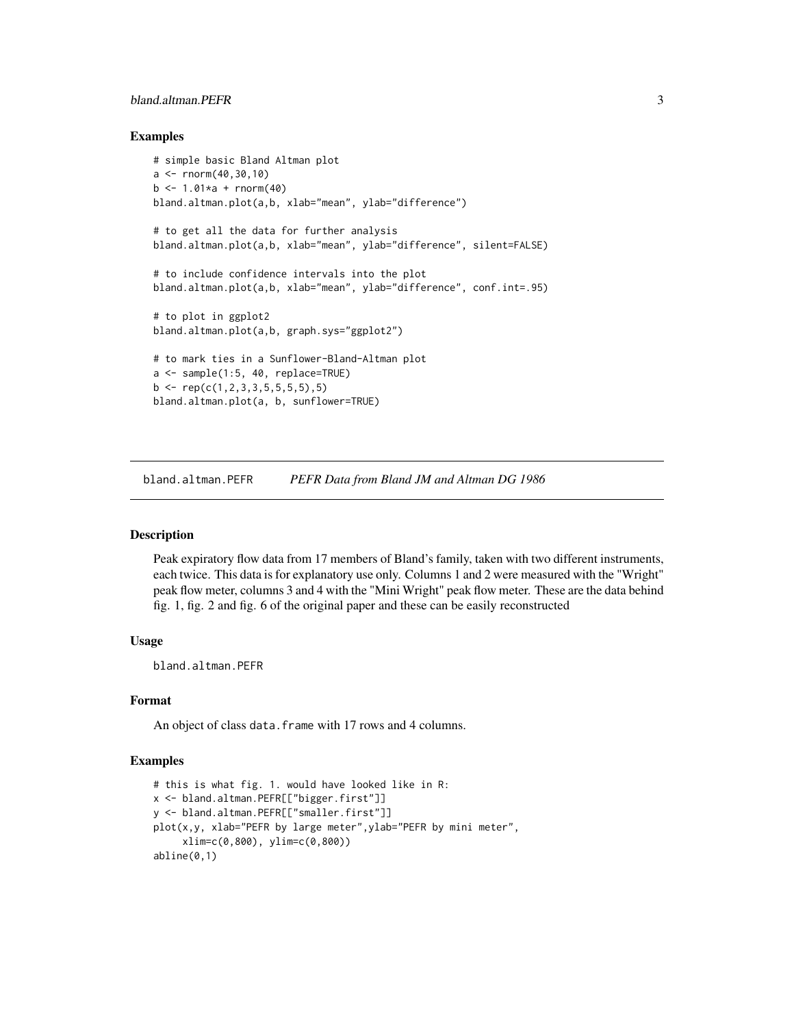## Examples

```
# simple basic Bland Altman plot
a <- rnorm(40,30,10)
b <- 1.01*a + rnorm(40)
bland.altman.plot(a,b, xlab="mean", ylab="difference")

# to get all the data for further analysis
bland.altman.plot(a,b, xlab="mean", ylab="difference", silent=FALSE)

# to include confidence intervals into the plot
bland.altman.plot(a,b, xlab="mean", ylab="difference", conf.int=.95)

# to plot in ggplot2
bland.altman.plot(a,b, graph.sys="ggplot2")

# to mark ties in a Sunflower-Bland-Altman plot
a <- sample(1:5, 40, replace=TRUE)
b <- rep(c(1,2,3,3,5,5,5,5),5)
bland.altman.plot(a, b, sunflower=TRUE)
```

---

# bland.altman.PEFR *PEFR Data from Bland JM and Altman DG 1986*

## Description

Peak expiratory flow data from 17 members of Bland's family, taken with two different instruments, each twice. This data is for explanatory use only. Columns 1 and 2 were measured with the "Wright" peak flow meter, columns 3 and 4 with the "Mini Wright" peak flow meter. These are the data behind fig. 1, fig. 2 and fig. 6 of the original paper and these can be easily reconstructed

## Usage

```
bland.altman.PEFR
```

## Format

An object of class `data.frame` with 17 rows and 4 columns.

## Examples

```
# this is what fig. 1. would have looked like in R:
x <- bland.altman.PEFR[["bigger.first"]]
y <- bland.altman.PEFR[["smaller.first"]]
plot(x,y, xlab="PEFR by large meter",ylab="PEFR by mini meter",
     xlim=c(0,800), ylim=c(0,800))
abline(0,1)
```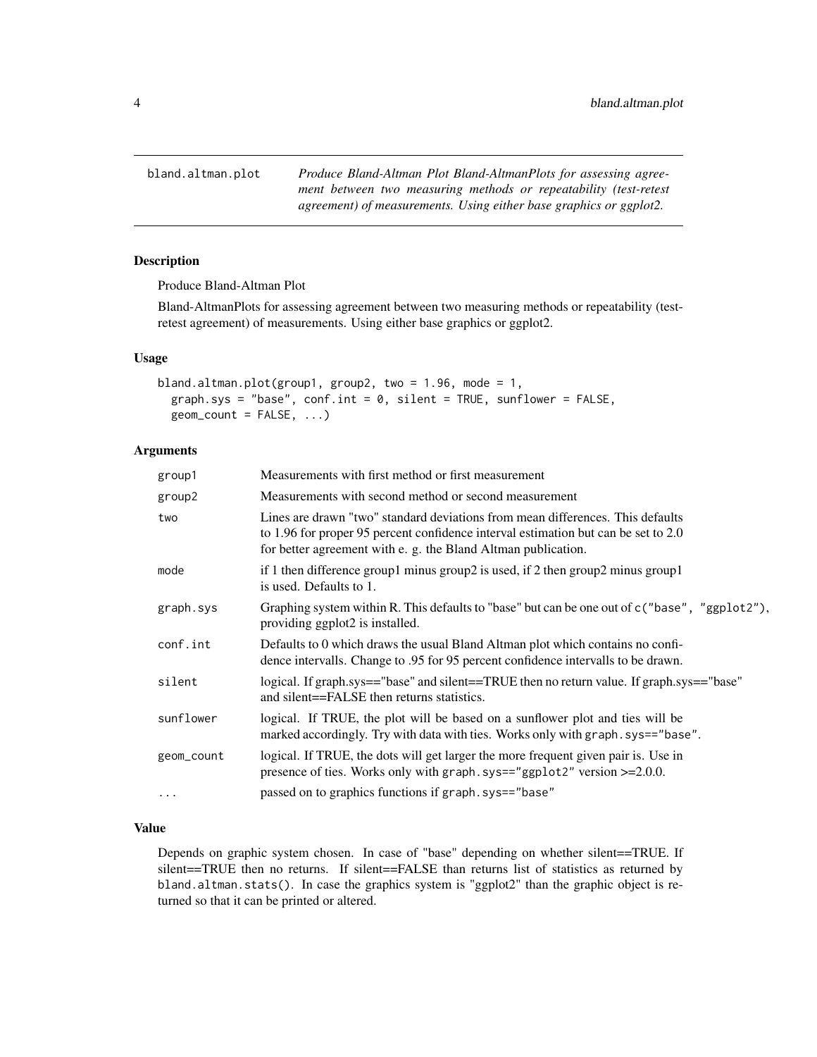| bland.altman.plot | *Produce Bland-Altman Plot Bland-AltmanPlots for assessing agreement between two measuring methods or repeatability (test-retest agreement) of measurements. Using either base graphics or ggplot2.* |
|---|---|

## Description

Produce Bland-Altman Plot

Bland-AltmanPlots for assessing agreement between two measuring methods or repeatability (test-retest agreement) of measurements. Using either base graphics or ggplot2.

## Usage

```
bland.altman.plot(group1, group2, two = 1.96, mode = 1,
  graph.sys = "base", conf.int = 0, silent = TRUE, sunflower = FALSE,
  geom_count = FALSE, ...)
```

## Arguments

| | |
|---|---|
| `group1` | Measurements with first method or first measurement |
| `group2` | Measurements with second method or second measurement |
| `two` | Lines are drawn "two" standard deviations from mean differences. This defaults to 1.96 for proper 95 percent confidence interval estimation but can be set to 2.0 for better agreement with e. g. the Bland Altman publication. |
| `mode` | if 1 then difference group1 minus group2 is used, if 2 then group2 minus group1 is used. Defaults to 1. |
| `graph.sys` | Graphing system within R. This defaults to "base" but can be one out of `c("base", "ggplot2")`, providing ggplot2 is installed. |
| `conf.int` | Defaults to 0 which draws the usual Bland Altman plot which contains no confidence intervalls. Change to .95 for 95 percent confidence intervalls to be drawn. |
| `silent` | logical. If graph.sys=="base" and silent==TRUE then no return value. If graph.sys=="base" and silent==FALSE then returns statistics. |
| `sunflower` | logical. If TRUE, the plot will be based on a sunflower plot and ties will be marked accordingly. Try with data with ties. Works only with `graph.sys=="base"`. |
| `geom_count` | logical. If TRUE, the dots will get larger the more frequent given pair is. Use in presence of ties. Works only with `graph.sys=="ggplot2"` version >=2.0.0. |
| `...` | passed on to graphics functions if `graph.sys=="base"` |

## Value

Depends on graphic system chosen. In case of "base" depending on whether silent==TRUE. If silent==TRUE then no returns. If silent==FALSE than returns list of statistics as returned by `bland.altman.stats()`. In case the graphics system is "ggplot2" than the graphic object is returned so that it can be printed or altered.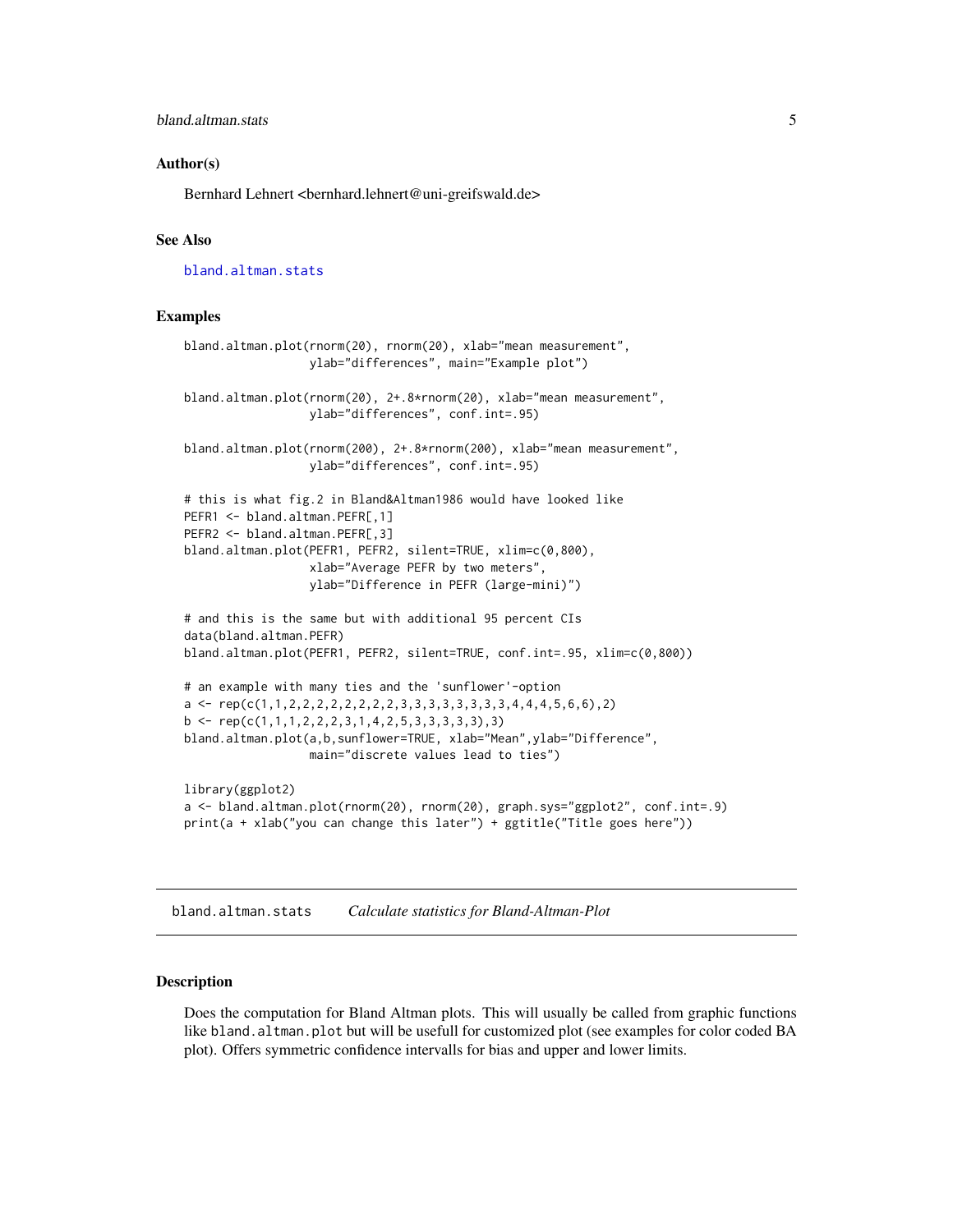### Author(s)

Bernhard Lehnert <bernhard.lehnert@uni-greifswald.de>

### See Also

bland.altman.stats

### Examples

```
bland.altman.plot(rnorm(20), rnorm(20), xlab="mean measurement",
                  ylab="differences", main="Example plot")

bland.altman.plot(rnorm(20), 2+.8*rnorm(20), xlab="mean measurement",
                  ylab="differences", conf.int=.95)

bland.altman.plot(rnorm(200), 2+.8*rnorm(200), xlab="mean measurement",
                  ylab="differences", conf.int=.95)

# this is what fig.2 in Bland&Altman1986 would have looked like
PEFR1 <- bland.altman.PEFR[,1]
PEFR2 <- bland.altman.PEFR[,3]
bland.altman.plot(PEFR1, PEFR2, silent=TRUE, xlim=c(0,800),
                  xlab="Average PEFR by two meters",
                  ylab="Difference in PEFR (large-mini)")

# and this is the same but with additional 95 percent CIs
data(bland.altman.PEFR)
bland.altman.plot(PEFR1, PEFR2, silent=TRUE, conf.int=.95, xlim=c(0,800))

# an example with many ties and the 'sunflower'-option
a <- rep(c(1,1,2,2,2,2,2,2,2,2,3,3,3,3,3,3,3,3,4,4,4,5,6,6),2)
b <- rep(c(1,1,1,2,2,2,3,1,4,2,5,3,3,3,3,3),3)
bland.altman.plot(a,b,sunflower=TRUE, xlab="Mean",ylab="Difference",
                  main="discrete values lead to ties")

library(ggplot2)
a <- bland.altman.plot(rnorm(20), rnorm(20), graph.sys="ggplot2", conf.int=.9)
print(a + xlab("you can change this later") + ggtitle("Title goes here"))
```

---

## bland.altman.stats *Calculate statistics for Bland-Altman-Plot*

### Description

Does the computation for Bland Altman plots. This will usually be called from graphic functions like bland.altman.plot but will be usefull for customized plot (see examples for color coded BA plot). Offers symmetric confidence intervalls for bias and upper and lower limits.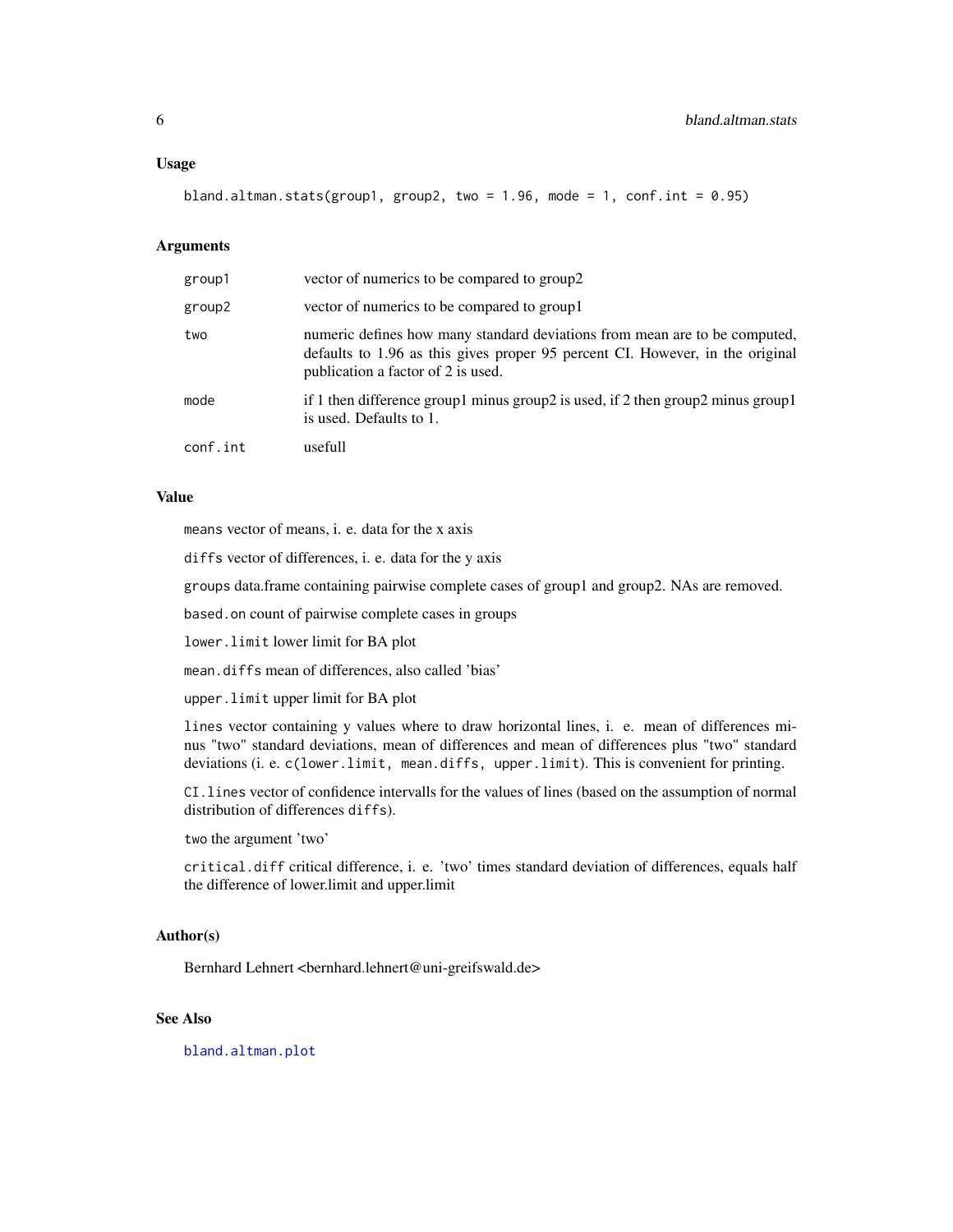### Usage

```
bland.altman.stats(group1, group2, two = 1.96, mode = 1, conf.int = 0.95)
```

### Arguments

| | |
|---|---|
| group1 | vector of numerics to be compared to group2 |
| group2 | vector of numerics to be compared to group1 |
| two | numeric defines how many standard deviations from mean are to be computed, defaults to 1.96 as this gives proper 95 percent CI. However, in the original publication a factor of 2 is used. |
| mode | if 1 then difference group1 minus group2 is used, if 2 then group2 minus group1 is used. Defaults to 1. |
| conf.int | usefull |

### Value

`means` vector of means, i. e. data for the x axis

`diffs` vector of differences, i. e. data for the y axis

`groups` data.frame containing pairwise complete cases of group1 and group2. NAs are removed.

`based.on` count of pairwise complete cases in groups

`lower.limit` lower limit for BA plot

`mean.diffs` mean of differences, also called 'bias'

`upper.limit` upper limit for BA plot

`lines` vector containing y values where to draw horizontal lines, i. e. mean of differences minus "two" standard deviations, mean of differences and mean of differences plus "two" standard deviations (i. e. `c(lower.limit, mean.diffs, upper.limit)`. This is convenient for printing.

`CI.lines` vector of confidence intervalls for the values of lines (based on the assumption of normal distribution of differences `diffs`).

`two` the argument 'two'

`critical.diff` critical difference, i. e. 'two' times standard deviation of differences, equals half the difference of lower.limit and upper.limit

### Author(s)

Bernhard Lehnert <bernhard.lehnert@uni-greifswald.de>

### See Also

bland.altman.plot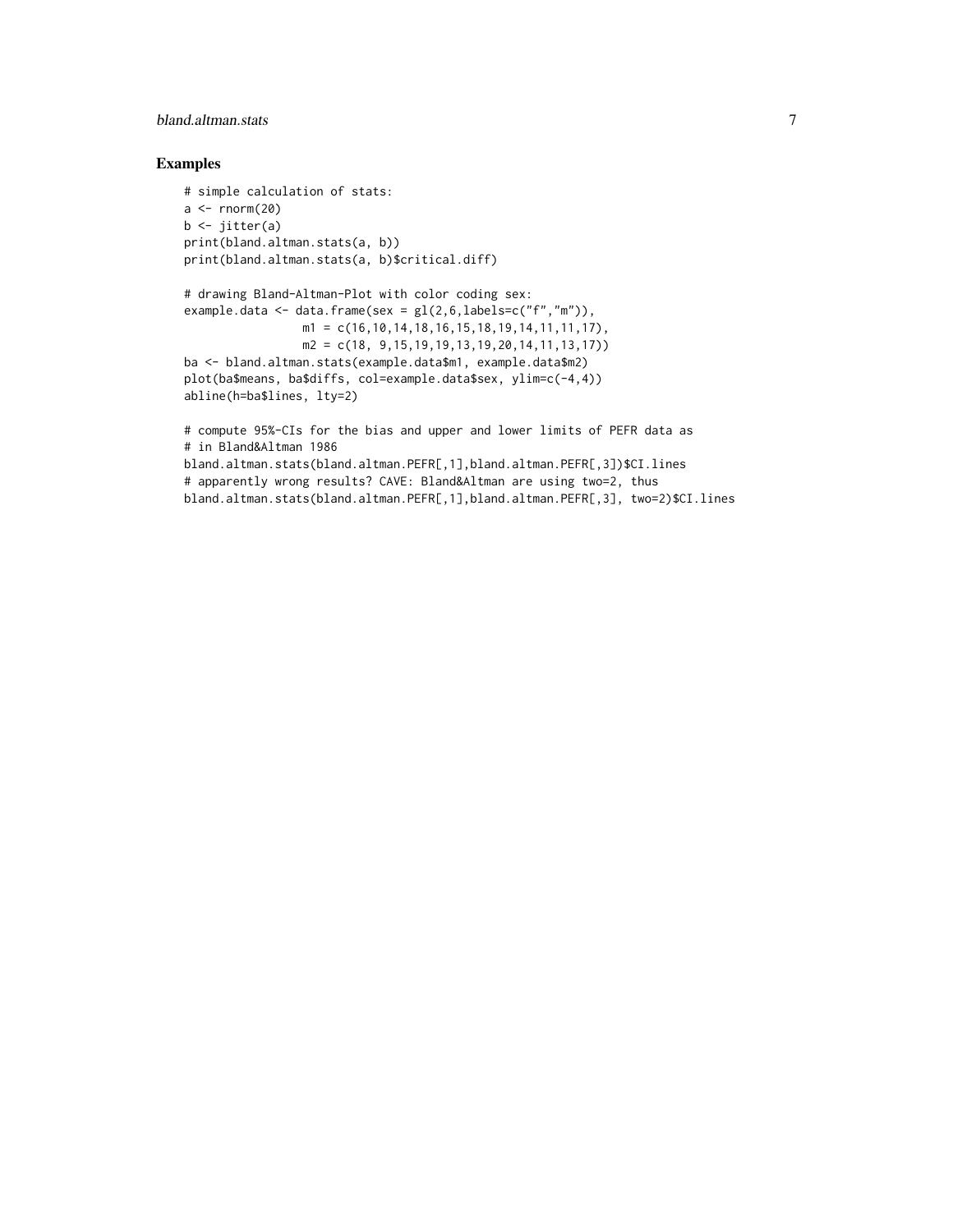## Examples

```
# simple calculation of stats:
a <- rnorm(20)
b <- jitter(a)
print(bland.altman.stats(a, b))
print(bland.altman.stats(a, b)$critical.diff)

# drawing Bland-Altman-Plot with color coding sex:
example.data <- data.frame(sex = gl(2,6,labels=c("f","m")),
                 m1 = c(16,10,14,18,16,15,18,19,14,11,11,17),
                 m2 = c(18, 9,15,19,19,13,19,20,14,11,13,17))
ba <- bland.altman.stats(example.data$m1, example.data$m2)
plot(ba$means, ba$diffs, col=example.data$sex, ylim=c(-4,4))
abline(h=ba$lines, lty=2)

# compute 95%-CIs for the bias and upper and lower limits of PEFR data as
# in Bland&Altman 1986
bland.altman.stats(bland.altman.PEFR[,1],bland.altman.PEFR[,3])$CI.lines
# apparently wrong results? CAVE: Bland&Altman are using two=2, thus
bland.altman.stats(bland.altman.PEFR[,1],bland.altman.PEFR[,3], two=2)$CI.lines
```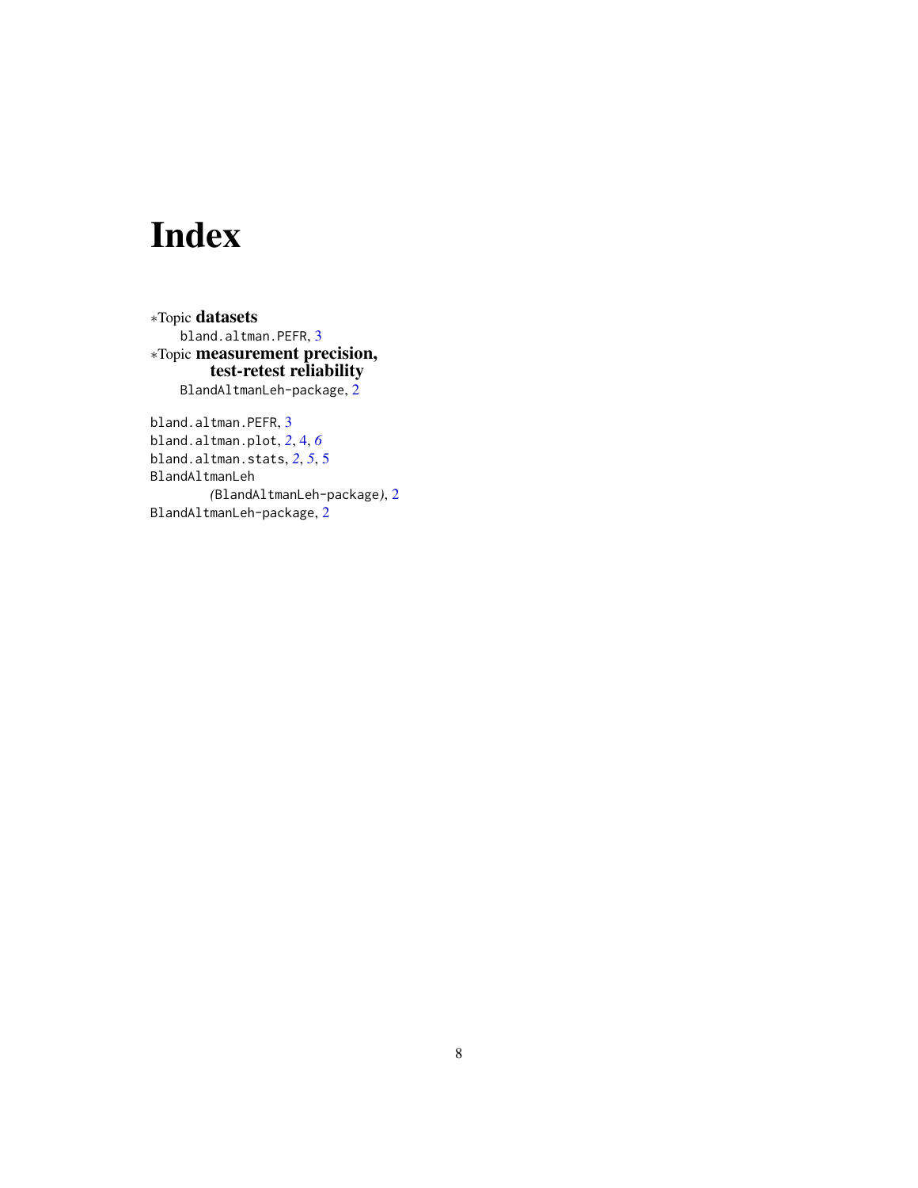# Index

*Topic **datasets**
    bland.altman.PEFR, 3
*Topic **measurement precision, test-retest reliability**
    BlandAltmanLeh-package, 2

bland.altman.PEFR, 3
bland.altman.plot, *2*, 4, *6*
bland.altman.stats, *2*, *5*, 5
BlandAltmanLeh
    *(*BlandAltmanLeh-package*)*, 2
BlandAltmanLeh-package, 2